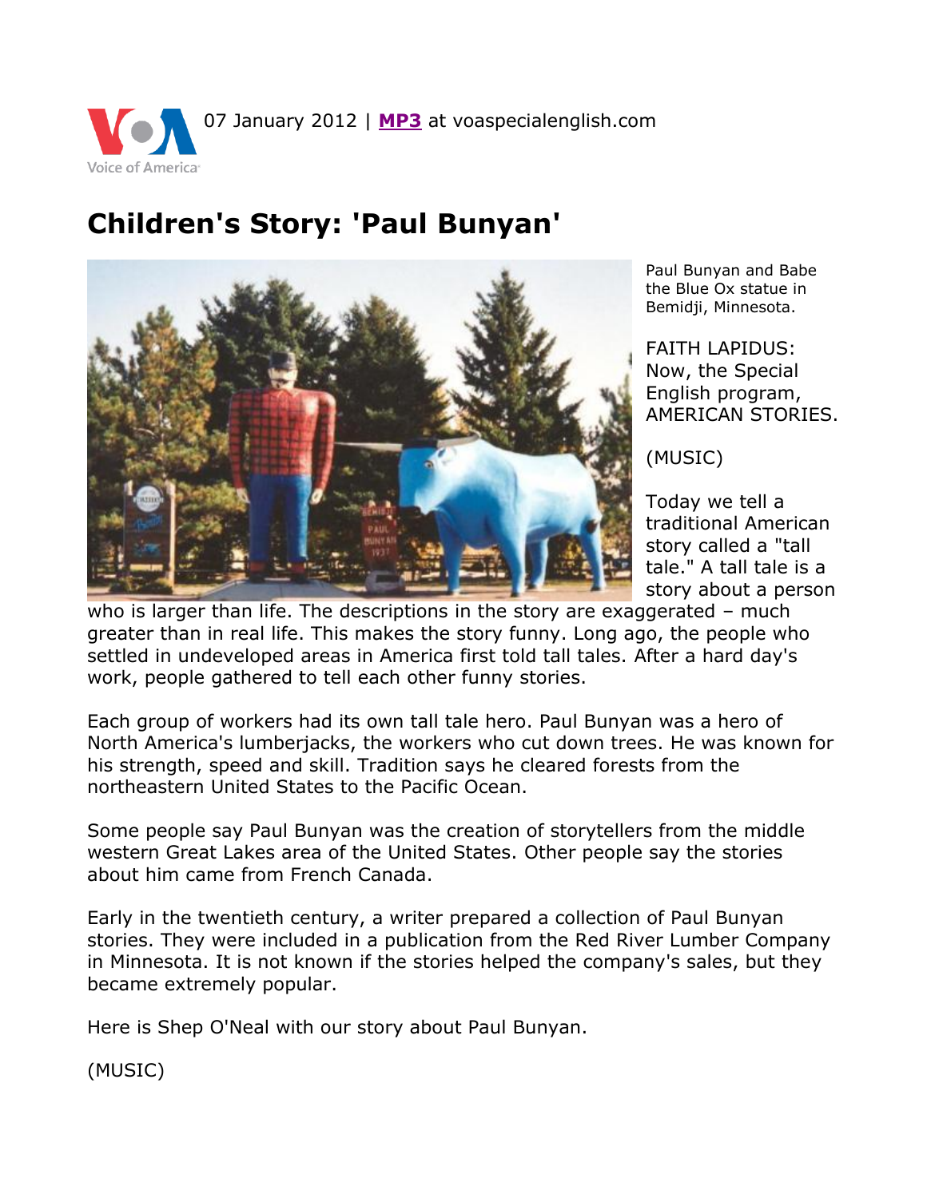07 January 2012 | **MP3** at voaspecialenglish.com

# Children's Story: 'Paul Bunyan'

Paul Bunyan and Babe the Blue Ox statue in Bemidji, Minnesota.

FAITH LAPIDUS: Now, the Special English program, AMERICAN STORIES.

(MUSIC)

Today we tell a traditional American story called a "tall tale." A tall tale is a story about a person who is larger than life. The descriptions in the story are exaggerated – much greater than in real life. This makes the story funny. Long ago, the people who settled in undeveloped areas in America first told tall tales. After a hard day's work, people gathered to tell each other funny stories.

Each group of workers had its own tall tale hero. Paul Bunyan was a hero of North America's lumberjacks, the workers who cut down trees. He was known for his strength, speed and skill. Tradition says he cleared forests from the northeastern United States to the Pacific Ocean.

Some people say Paul Bunyan was the creation of storytellers from the middle western Great Lakes area of the United States. Other people say the stories about him came from French Canada.

Early in the twentieth century, a writer prepared a collection of Paul Bunyan stories. They were included in a publication from the Red River Lumber Company in Minnesota. It is not known if the stories helped the company's sales, but they became extremely popular.

Here is Shep O'Neal with our story about Paul Bunyan.

(MUSIC)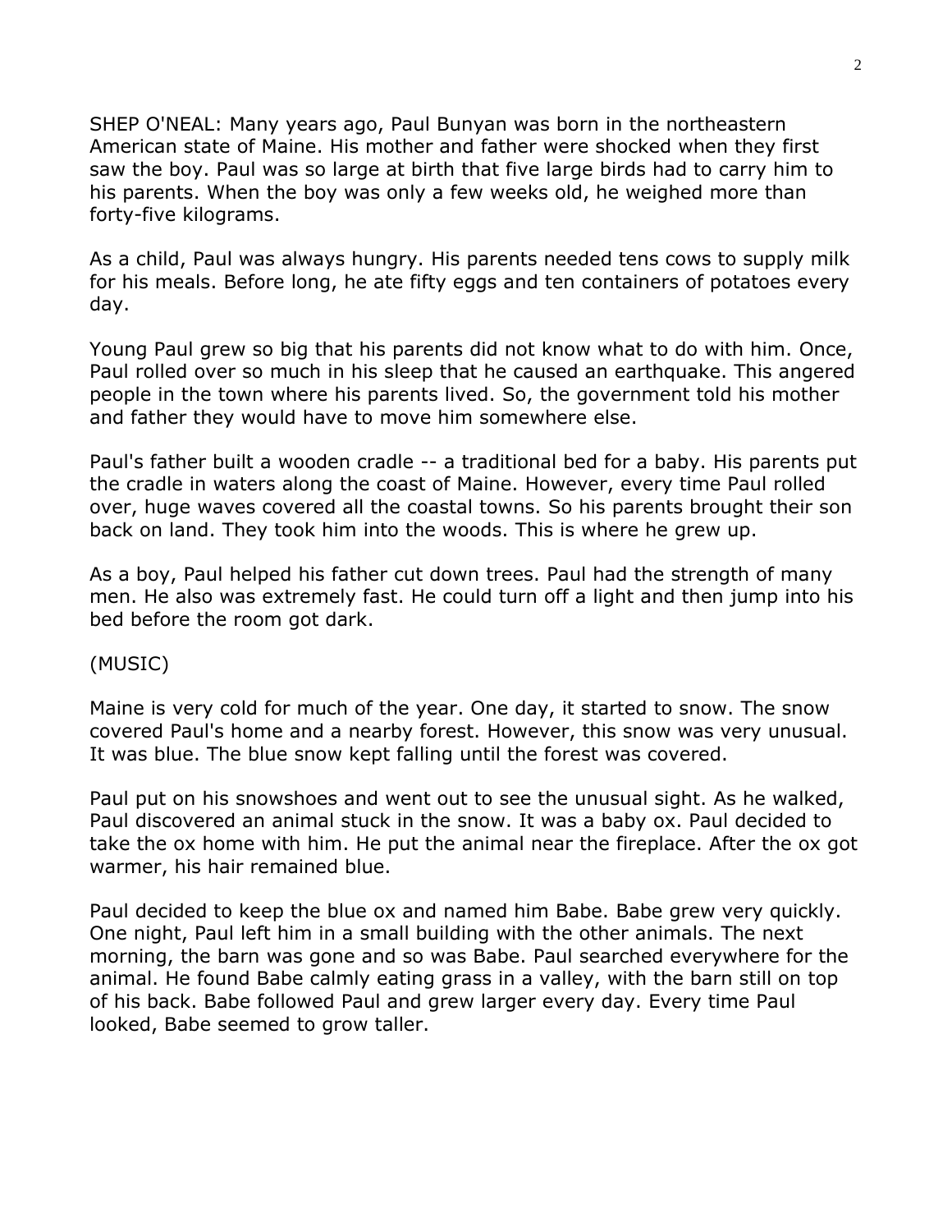SHEP O'NEAL: Many years ago, Paul Bunyan was born in the northeastern American state of Maine. His mother and father were shocked when they first saw the boy. Paul was so large at birth that five large birds had to carry him to his parents. When the boy was only a few weeks old, he weighed more than forty-five kilograms.

As a child, Paul was always hungry. His parents needed tens cows to supply milk for his meals. Before long, he ate fifty eggs and ten containers of potatoes every day.

Young Paul grew so big that his parents did not know what to do with him. Once, Paul rolled over so much in his sleep that he caused an earthquake. This angered people in the town where his parents lived. So, the government told his mother and father they would have to move him somewhere else.

Paul's father built a wooden cradle -- a traditional bed for a baby. His parents put the cradle in waters along the coast of Maine. However, every time Paul rolled over, huge waves covered all the coastal towns. So his parents brought their son back on land. They took him into the woods. This is where he grew up.

As a boy, Paul helped his father cut down trees. Paul had the strength of many men. He also was extremely fast. He could turn off a light and then jump into his bed before the room got dark.

(MUSIC)

Maine is very cold for much of the year. One day, it started to snow. The snow covered Paul's home and a nearby forest. However, this snow was very unusual. It was blue. The blue snow kept falling until the forest was covered.

Paul put on his snowshoes and went out to see the unusual sight. As he walked, Paul discovered an animal stuck in the snow. It was a baby ox. Paul decided to take the ox home with him. He put the animal near the fireplace. After the ox got warmer, his hair remained blue.

Paul decided to keep the blue ox and named him Babe. Babe grew very quickly. One night, Paul left him in a small building with the other animals. The next morning, the barn was gone and so was Babe. Paul searched everywhere for the animal. He found Babe calmly eating grass in a valley, with the barn still on top of his back. Babe followed Paul and grew larger every day. Every time Paul looked, Babe seemed to grow taller.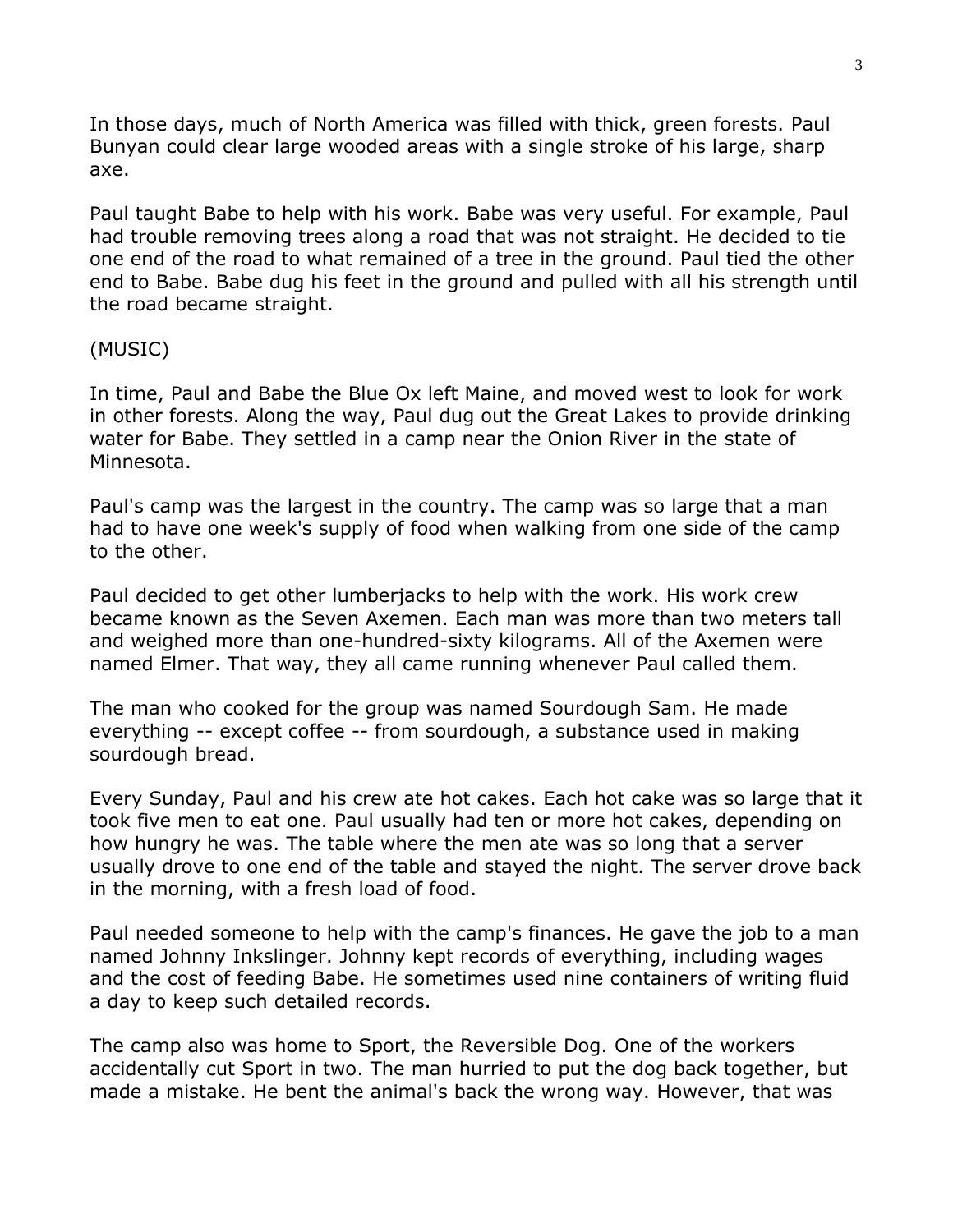In those days, much of North America was filled with thick, green forests. Paul Bunyan could clear large wooded areas with a single stroke of his large, sharp axe.

Paul taught Babe to help with his work. Babe was very useful. For example, Paul had trouble removing trees along a road that was not straight. He decided to tie one end of the road to what remained of a tree in the ground. Paul tied the other end to Babe. Babe dug his feet in the ground and pulled with all his strength until the road became straight.

(MUSIC)

In time, Paul and Babe the Blue Ox left Maine, and moved west to look for work in other forests. Along the way, Paul dug out the Great Lakes to provide drinking water for Babe. They settled in a camp near the Onion River in the state of Minnesota.

Paul's camp was the largest in the country. The camp was so large that a man had to have one week's supply of food when walking from one side of the camp to the other.

Paul decided to get other lumberjacks to help with the work. His work crew became known as the Seven Axemen. Each man was more than two meters tall and weighed more than one-hundred-sixty kilograms. All of the Axemen were named Elmer. That way, they all came running whenever Paul called them.

The man who cooked for the group was named Sourdough Sam. He made everything -- except coffee -- from sourdough, a substance used in making sourdough bread.

Every Sunday, Paul and his crew ate hot cakes. Each hot cake was so large that it took five men to eat one. Paul usually had ten or more hot cakes, depending on how hungry he was. The table where the men ate was so long that a server usually drove to one end of the table and stayed the night. The server drove back in the morning, with a fresh load of food.

Paul needed someone to help with the camp's finances. He gave the job to a man named Johnny Inkslinger. Johnny kept records of everything, including wages and the cost of feeding Babe. He sometimes used nine containers of writing fluid a day to keep such detailed records.

The camp also was home to Sport, the Reversible Dog. One of the workers accidentally cut Sport in two. The man hurried to put the dog back together, but made a mistake. He bent the animal's back the wrong way. However, that was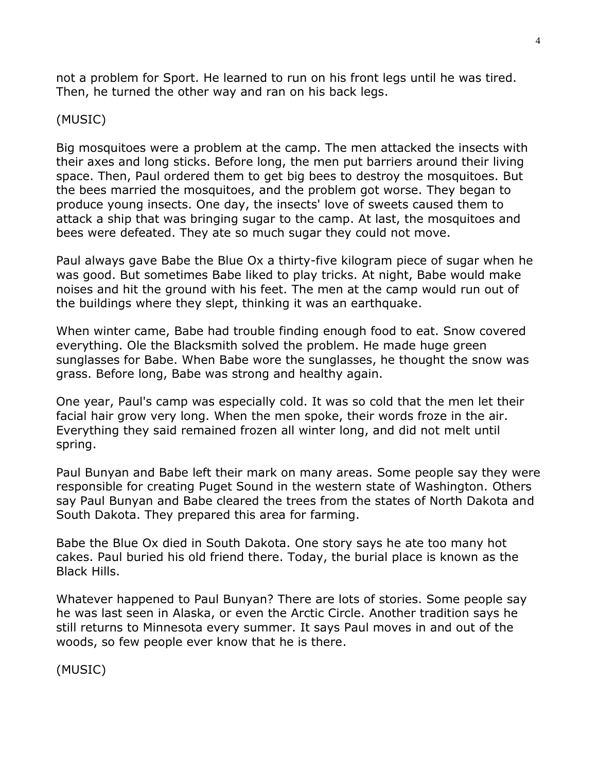not a problem for Sport. He learned to run on his front legs until he was tired. Then, he turned the other way and ran on his back legs.

(MUSIC)

Big mosquitoes were a problem at the camp. The men attacked the insects with their axes and long sticks. Before long, the men put barriers around their living space. Then, Paul ordered them to get big bees to destroy the mosquitoes. But the bees married the mosquitoes, and the problem got worse. They began to produce young insects. One day, the insects' love of sweets caused them to attack a ship that was bringing sugar to the camp. At last, the mosquitoes and bees were defeated. They ate so much sugar they could not move.

Paul always gave Babe the Blue Ox a thirty-five kilogram piece of sugar when he was good. But sometimes Babe liked to play tricks. At night, Babe would make noises and hit the ground with his feet. The men at the camp would run out of the buildings where they slept, thinking it was an earthquake.

When winter came, Babe had trouble finding enough food to eat. Snow covered everything. Ole the Blacksmith solved the problem. He made huge green sunglasses for Babe. When Babe wore the sunglasses, he thought the snow was grass. Before long, Babe was strong and healthy again.

One year, Paul's camp was especially cold. It was so cold that the men let their facial hair grow very long. When the men spoke, their words froze in the air. Everything they said remained frozen all winter long, and did not melt until spring.

Paul Bunyan and Babe left their mark on many areas. Some people say they were responsible for creating Puget Sound in the western state of Washington. Others say Paul Bunyan and Babe cleared the trees from the states of North Dakota and South Dakota. They prepared this area for farming.

Babe the Blue Ox died in South Dakota. One story says he ate too many hot cakes. Paul buried his old friend there. Today, the burial place is known as the Black Hills.

Whatever happened to Paul Bunyan? There are lots of stories. Some people say he was last seen in Alaska, or even the Arctic Circle. Another tradition says he still returns to Minnesota every summer. It says Paul moves in and out of the woods, so few people ever know that he is there.

(MUSIC)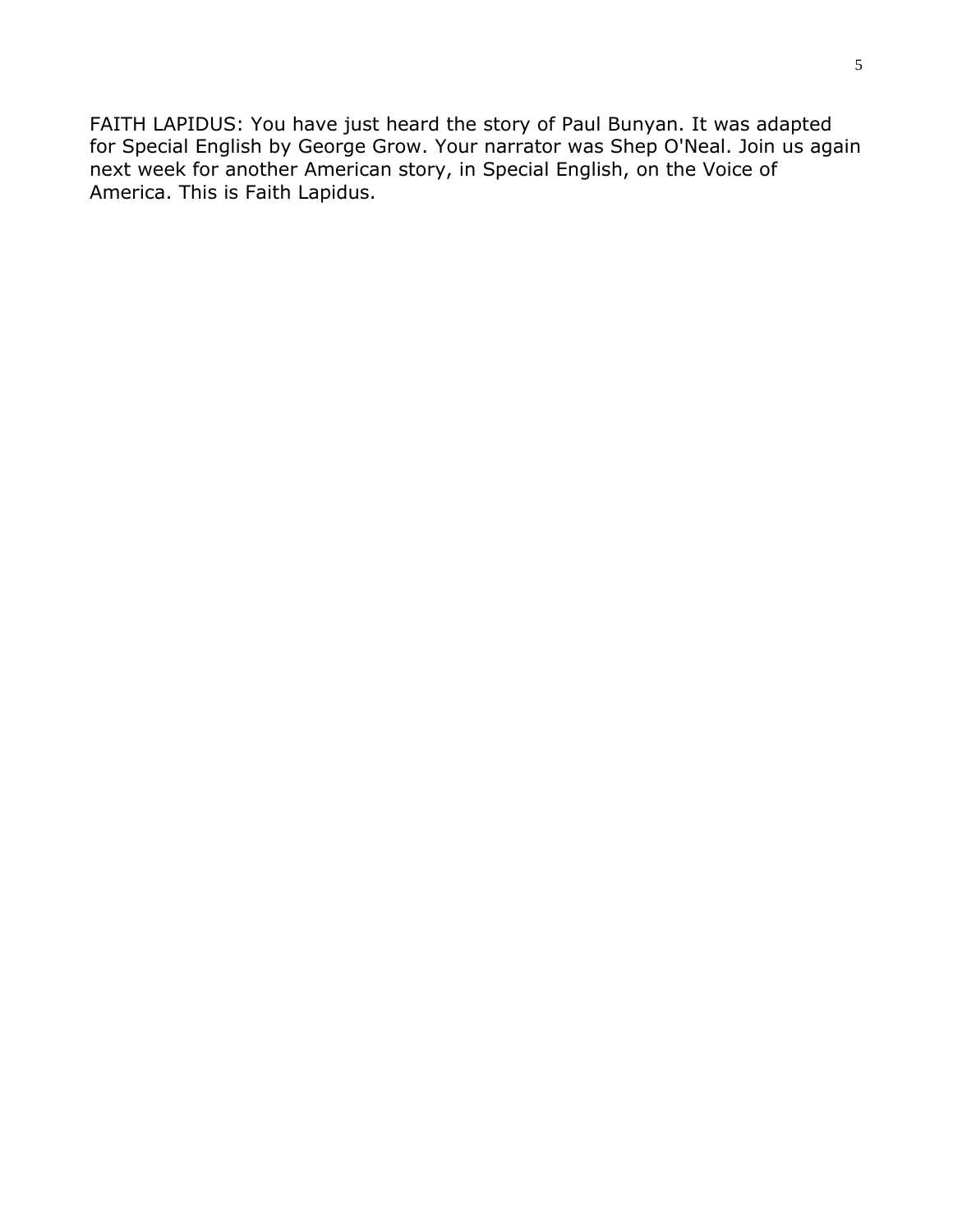FAITH LAPIDUS: You have just heard the story of Paul Bunyan. It was adapted for Special English by George Grow. Your narrator was Shep O'Neal. Join us again next week for another American story, in Special English, on the Voice of America. This is Faith Lapidus.